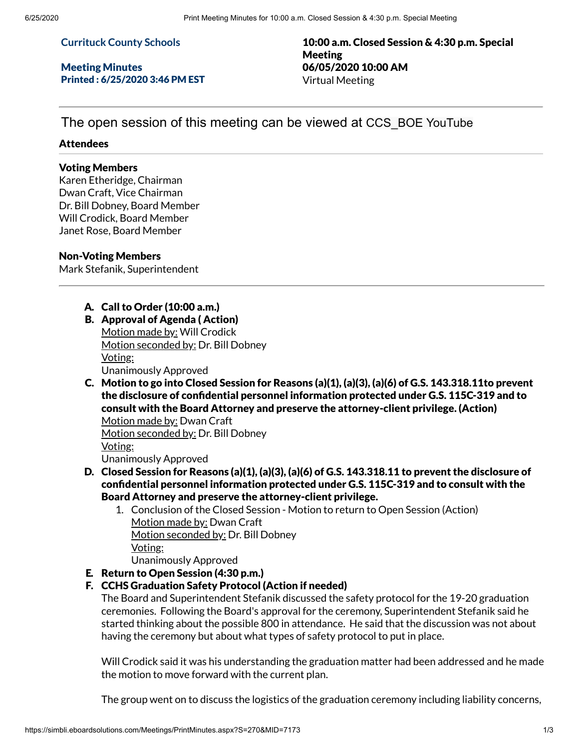**Currituck County Schools**

**Meeting Minutes**
**Printed : 6/25/2020 3:46 PM EST**

**10:00 a.m. Closed Session & 4:30 p.m. Special Meeting**
**06/05/2020 10:00 AM**
Virtual Meeting

---

The open session of this meeting can be viewed at CCS_BOE YouTube

### Attendees

---

**Voting Members**
Karen Etheridge, Chairman
Dwan Craft, Vice Chairman
Dr. Bill Dobney, Board Member
Will Crodick, Board Member
Janet Rose, Board Member

**Non-Voting Members**
Mark Stefanik, Superintendent

---

A. **Call to Order (10:00 a.m.)**

B. **Approval of Agenda ( Action)**
Motion made by: Will Crodick
Motion seconded by: Dr. Bill Dobney
Voting:
Unanimously Approved

C. **Motion to go into Closed Session for Reasons (a)(1), (a)(3), (a)(6) of G.S. 143.318.11to prevent the disclosure of confidential personnel information protected under G.S. 115C-319 and to consult with the Board Attorney and preserve the attorney-client privilege. (Action)**
Motion made by: Dwan Craft
Motion seconded by: Dr. Bill Dobney
Voting:
Unanimously Approved

D. **Closed Session for Reasons (a)(1), (a)(3), (a)(6) of G.S. 143.318.11 to prevent the disclosure of confidential personnel information protected under G.S. 115C-319 and to consult with the Board Attorney and preserve the attorney-client privilege.**
   1. Conclusion of the Closed Session - Motion to return to Open Session (Action)
   Motion made by: Dwan Craft
   Motion seconded by: Dr. Bill Dobney
   Voting:
   Unanimously Approved

E. **Return to Open Session (4:30 p.m.)**

F. **CCHS Graduation Safety Protocol (Action if needed)**
The Board and Superintendent Stefanik discussed the safety protocol for the 19-20 graduation ceremonies. Following the Board's approval for the ceremony, Superintendent Stefanik said he started thinking about the possible 800 in attendance. He said that the discussion was not about having the ceremony but about what types of safety protocol to put in place.

Will Crodick said it was his understanding the graduation matter had been addressed and he made the motion to move forward with the current plan.

The group went on to discuss the logistics of the graduation ceremony including liability concerns,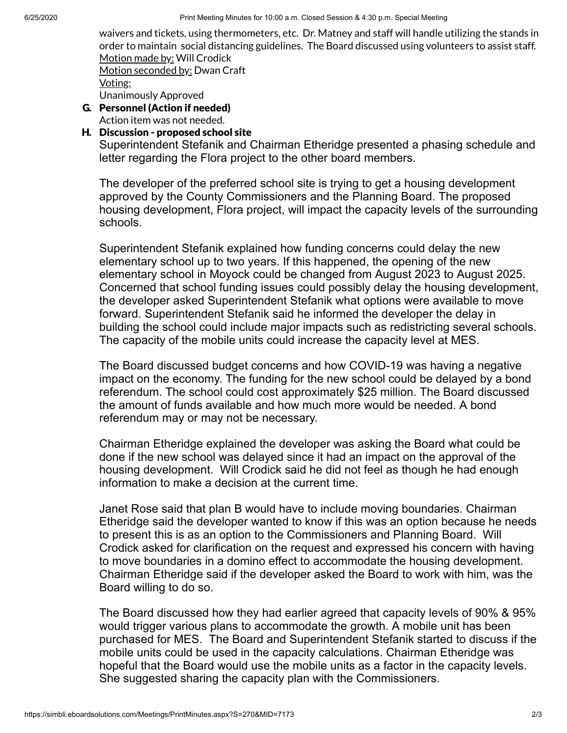waivers and tickets, using thermometers, etc. Dr. Matney and staff will handle utilizing the stands in order to maintain social distancing guidelines. The Board discussed using volunteers to assist staff.

Motion made by: Will Crodick
Motion seconded by: Dwan Craft
Voting:
Unanimously Approved

**G. Personnel (Action if needed)**

Action item was not needed.

**H. Discussion - proposed school site**

Superintendent Stefanik and Chairman Etheridge presented a phasing schedule and letter regarding the Flora project to the other board members.

The developer of the preferred school site is trying to get a housing development approved by the County Commissioners and the Planning Board. The proposed housing development, Flora project, will impact the capacity levels of the surrounding schools.

Superintendent Stefanik explained how funding concerns could delay the new elementary school up to two years. If this happened, the opening of the new elementary school in Moyock could be changed from August 2023 to August 2025. Concerned that school funding issues could possibly delay the housing development, the developer asked Superintendent Stefanik what options were available to move forward. Superintendent Stefanik said he informed the developer the delay in building the school could include major impacts such as redistricting several schools. The capacity of the mobile units could increase the capacity level at MES.

The Board discussed budget concerns and how COVID-19 was having a negative impact on the economy. The funding for the new school could be delayed by a bond referendum. The school could cost approximately $25 million. The Board discussed the amount of funds available and how much more would be needed. A bond referendum may or may not be necessary.

Chairman Etheridge explained the developer was asking the Board what could be done if the new school was delayed since it had an impact on the approval of the housing development. Will Crodick said he did not feel as though he had enough information to make a decision at the current time.

Janet Rose said that plan B would have to include moving boundaries. Chairman Etheridge said the developer wanted to know if this was an option because he needs to present this is as an option to the Commissioners and Planning Board. Will Crodick asked for clarification on the request and expressed his concern with having to move boundaries in a domino effect to accommodate the housing development. Chairman Etheridge said if the developer asked the Board to work with him, was the Board willing to do so.

The Board discussed how they had earlier agreed that capacity levels of 90% & 95% would trigger various plans to accommodate the growth. A mobile unit has been purchased for MES. The Board and Superintendent Stefanik started to discuss if the mobile units could be used in the capacity calculations. Chairman Etheridge was hopeful that the Board would use the mobile units as a factor in the capacity levels. She suggested sharing the capacity plan with the Commissioners.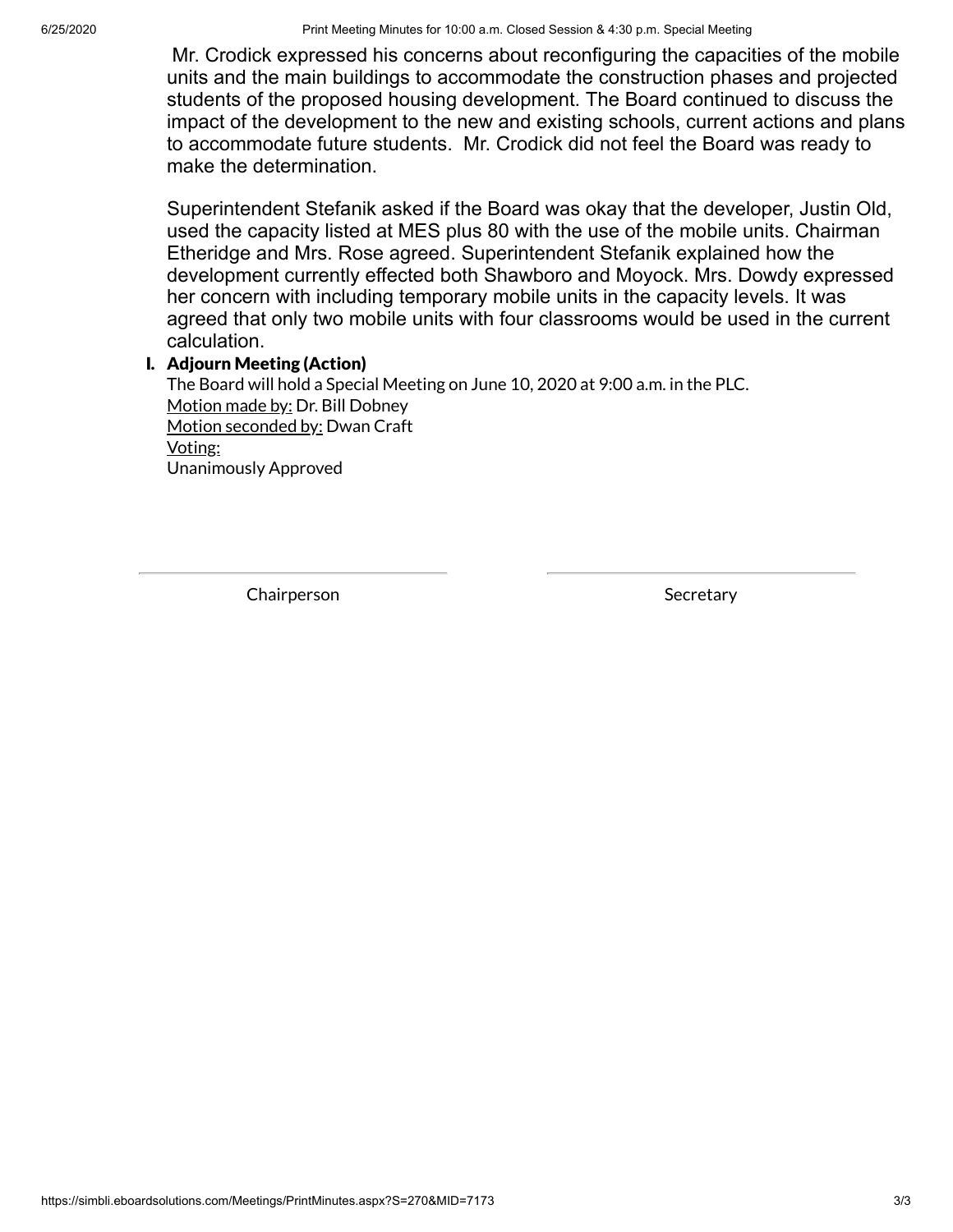Mr. Crodick expressed his concerns about reconfiguring the capacities of the mobile units and the main buildings to accommodate the construction phases and projected students of the proposed housing development. The Board continued to discuss the impact of the development to the new and existing schools, current actions and plans to accommodate future students. Mr. Crodick did not feel the Board was ready to make the determination.

Superintendent Stefanik asked if the Board was okay that the developer, Justin Old, used the capacity listed at MES plus 80 with the use of the mobile units. Chairman Etheridge and Mrs. Rose agreed. Superintendent Stefanik explained how the development currently effected both Shawboro and Moyock. Mrs. Dowdy expressed her concern with including temporary mobile units in the capacity levels. It was agreed that only two mobile units with four classrooms would be used in the current calculation.

**I. Adjourn Meeting (Action)**

The Board will hold a Special Meeting on June 10, 2020 at 9:00 a.m. in the PLC.
Motion made by: Dr. Bill Dobney
Motion seconded by: Dwan Craft
Voting:
Unanimously Approved

Chairperson

Secretary